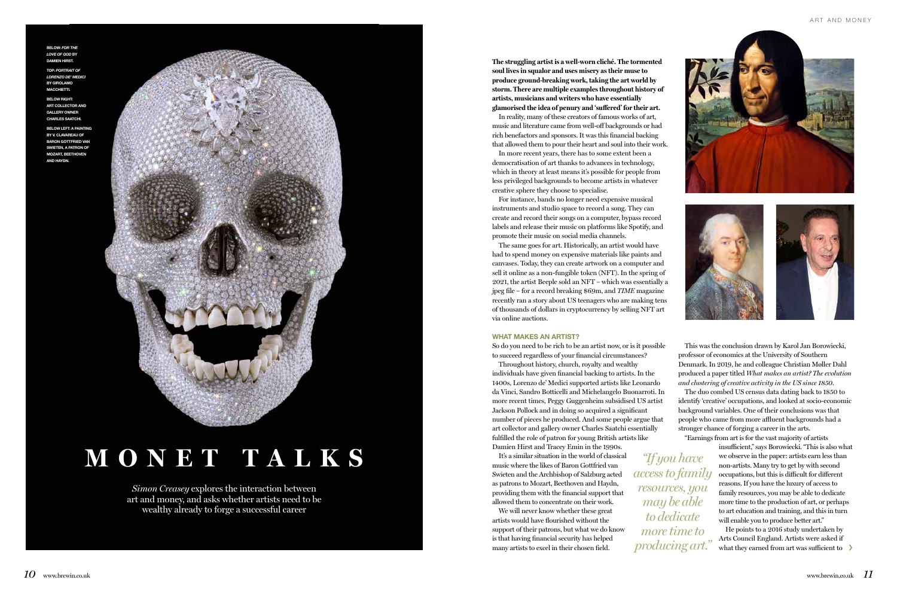BELOW: *FOR THE LOVE OF GOD* BY DAMIEN HIRST.

TOP: *PORTRAIT OF LORENZO DE' MEDICI* BY GIROLAMO MACCHIETTI.

BELOW RIGHT: ART COLLECTOR AND GALLERY OWNER CHARLES SAATCHI.

BELOW LEFT: A PAINTING BY V. CLAVAREAU OF BARON GOTTFRIED VAN SWIETEN, A PATRON OF MOZART, BEETHOVEN AND HAYDN.

# MONET TALKS

*Simon Creasey* explores the interaction between art and money, and asks whether artists need to be wealthy already to forge a successful career

**The struggling artist is a well-worn cliché. The tormented soul lives in squalor and uses misery as their muse to produce ground-breaking work, taking the art world by storm. There are multiple examples throughout history of artists, musicians and writers who have essentially glamorised the idea of penury and 'suffered' for their art.**

In reality, many of these creators of famous works of art, music and literature came from well-off backgrounds or had rich benefactors and sponsors. It was this financial backing that allowed them to pour their heart and soul into their work.

In more recent years, there has to some extent been a democratisation of art thanks to advances in technology, which in theory at least means it's possible for people from less privileged backgrounds to become artists in whatever creative sphere they choose to specialise.

For instance, bands no longer need expensive musical instruments and studio space to record a song. They can create and record their songs on a computer, bypass record labels and release their music on platforms like Spotify, and promote their music on social media channels.

The same goes for art. Historically, an artist would have had to spend money on expensive materials like paints and canvases. Today, they can create artwork on a computer and sell it online as a non-fungible token (NFT). In the spring of 2021, the artist Beeple sold an NFT – which was essentially a jpeg file – for a record breaking $69m, and *TIME* magazine recently ran a story about US teenagers who are making tens of thousands of dollars in cryptocurrency by selling NFT art via online auctions.

## WHAT MAKES AN ARTIST?

So do you need to be rich to be an artist now, or is it possible to succeed regardless of your financial circumstances?

Throughout history, church, royalty and wealthy individuals have given financial backing to artists. In the 1400s, Lorenzo de' Medici supported artists like Leonardo da Vinci, Sandro Botticelli and Michelangelo Buonarroti. In more recent times, Peggy Guggenheim subsidised US artist Jackson Pollock and in doing so acquired a significant number of pieces he produced. And some people argue that art collector and gallery owner Charles Saatchi essentially fulfilled the role of patron for young British artists like Damien Hirst and Tracey Emin in the 1990s.

It's a similar situation in the world of classical music where the likes of Baron Gottfried van Swieten and the Archbishop of Salzburg acted as patrons to Mozart, Beethoven and Haydn, providing them with the financial support that allowed them to concentrate on their work.

We will never know whether these great artists would have flourished without the support of their patrons, but what we do know is that having financial security has helped many artists to excel in their chosen field.

*"If you have access to family resources, you may be able to dedicate more time to producing art."*

This was the conclusion drawn by Karol Jan Borowiecki, professor of economics at the University of Southern Denmark. In 2019, he and colleague Christian Møller Dahl produced a paper titled *What makes an artist? The evolution and clustering of creative activity in the US since 1850*.

The duo combed US census data dating back to 1850 to identify 'creative' occupations, and looked at socio-economic background variables. One of their conclusions was that people who came from more affluent backgrounds had a stronger chance of forging a career in the arts.

"Earnings from art is for the vast majority of artists insufficient," says Borowiecki. "This is also what we observe in the paper: artists earn less than non-artists. Many try to get by with second occupations, but this is difficult for different reasons. If you have the luxury of access to family resources, you may be able to dedicate more time to the production of art, or perhaps to art education and training, and this in turn will enable you to produce better art."

He points to a 2016 study undertaken by Arts Council England. Artists were asked if what they earned from art was sufficient to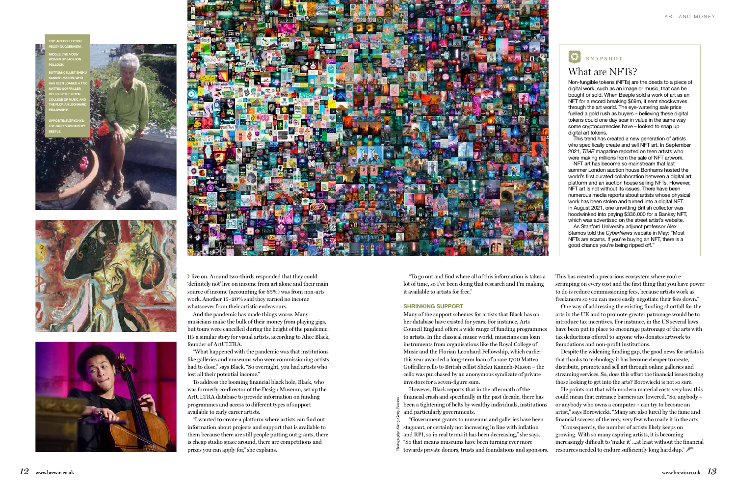TOP: ART COLLECTOR PEGGY GUGGENHEIM.

MIDDLE: *THE MOON WOMAN* BY JACKSON POLLOCK.

BOTTOM: CELLIST SHEKU KANNEH-MASON, WHO HAS BEEN LOANED A 1700 MATTEO GOFFRILLER CELLO BY THE ROYAL COLLEGE OF MUSIC AND THE FLORIAN LEONHARD FELLOWSHIP.

OPPOSITE: *EVERYDAYS: THE FIRST 5000 DAYS* BY BEEPLE.

live on. Around two-thirds responded that they could 'definitely not' live on income from art alone and their main source of income (accounting for 63%) was from non-arts work. Another 15–20% said they earned no income whatsoever from their artistic endeavours.

And the pandemic has made things worse. Many musicians make the bulk of their money from playing gigs, but tours were cancelled during the height of the pandemic. It's a similar story for visual artists, according to Alice Black, founder of ArtULTRA.

"What happened with the pandemic was that institutions like galleries and museums who were commissioning artists had to close," says Black. "So overnight, you had artists who lost all their potential income."

To address the looming financial black hole, Black, who was formerly co-director of the Design Museum, set up the ArtULTRA database to provide information on funding programmes and access to different types of support available to early career artists.

"I wanted to create a platform where artists can find out information about projects and support that is available to them because there are still people putting out grants, there is cheap studio space around, there are competitions and prizes you can apply for," she explains.

"To go out and find where all of this information is takes a lot of time, so I've been doing that research and I'm making it available to artists for free."

### SHRINKING SUPPORT

Many of the support schemes for artists that Black has on her database have existed for years. For instance, Arts Council England offers a wide range of funding programmes to artists. In the classical music world, musicians can loan instruments from organisations like the Royal College of Music and the Florian Leonhard Fellowship, which earlier this year awarded a long-term loan of a rare 1700 Matteo Goffriller cello to British cellist Sheku Kanneh-Mason – the cello was purchased by an anonymous syndicate of private investors for a seven-figure sum.

However, Black reports that in the aftermath of the financial crash and specifically in the past decade, there has been a tightening of belts by wealthy individuals, institutions and particularly governments.

"Government grants to museums and galleries have been stagnant, or certainly not increasing in line with inflation and RPI, so in real terms it has been decreasing," she says. "So that means museums have been turning ever more towards private donors, trusts and foundations and sponsors. This has created a precarious ecosystem where you're scrimping on every cost and the first thing that you have power to do is reduce commissioning fees, because artists work as freelancers so you can more easily negotiate their fees down."

One way of addressing the existing funding shortfall for the arts in the UK and to promote greater patronage would be to introduce tax incentives. For instance, in the US several laws have been put in place to encourage patronage of the arts with tax deductions offered to anyone who donates artwork to foundations and non-profit institutions.

Despite the widening funding gap, the good news for artists is that thanks to technology it has become cheaper to create, distribute, promote and sell art through online galleries and streaming services. So, does this offset the financial issues facing those looking to get into the arts? Borowiecki is not so sure.

He points out that with modern material costs very low, this could mean that entrance barriers are lowered. "So, anybody – or anybody who owns a computer – can try to become an artist," says Borowiecki. "Many are also lured by the fame and financial success of the very, very few who made it in the arts.

"Consequently, the number of artists likely keeps on growing. With so many aspiring artists, it is becoming increasingly difficult to 'make it' ...at least without the financial resources needed to endure sufficiently long hardship."

Photography: Alamy, Getty, Reuters

---

**SNAPSHOT**

## What are NFTs?

Non-fungible tokens (NFTs) are the deeds to a piece of digital work, such as an image or music, that can be bought or sold. When Beeple sold a work of art as an NFT for a record breaking $69m, it sent shockwaves through the art world. The eye-watering sale price fuelled a gold rush as buyers – believing these digital tokens could one day soar in value in the same way some cryptocurrencies have – looked to snap up digital art tokens.

This trend has created a new generation of artists who specifically create and sell NFT art. In September 2021, *TIME* magazine reported on teen artists who were making millions from the sale of NFT artwork.

NFT art has become so mainstream that last summer London auction house Bonhams hosted the world's first curated collaboration between a digital art platform and an auction house selling NFTs. However, NFT art is not without its issues. There have been numerous media reports about artists whose physical work has been stolen and turned into a digital NFT. In August 2021, one unwitting British collector was hoodwinked into paying $336,000 for a Banksy NFT, which was advertised on the street artist's website.

As Stanford University adjunct professor Alex Stamos told the *CyberNews* website in May: "Most NFTs are scams. If you're buying an NFT, there is a good chance you're being ripped off."